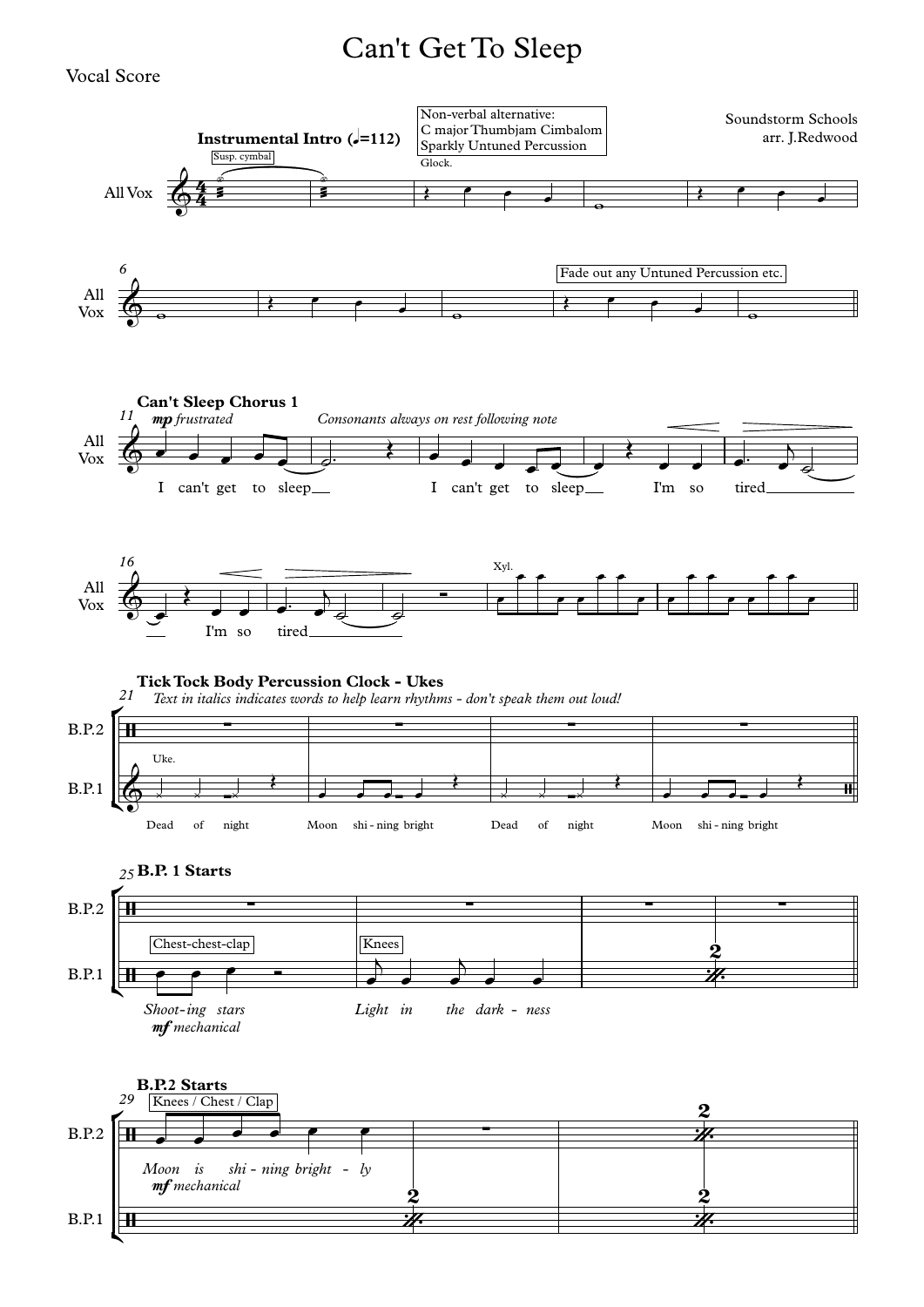# Can't Get To Sleep

Vocal Score

Soundstorm Schools
arr. J.Redwood

**Instrumental Intro** (♩=112)

Susp. cymbal

Non-verbal alternative:
C major Thumbjam Cimbalom
Sparkly Untuned Percussion

Glock.

All Vox

Fade out any Untuned Percussion etc.

**Can't Sleep Chorus 1**

*mp frustrated*

*Consonants always on rest following note*

I can't get to sleep __ I can't get to sleep __ I'm so tired __ I'm so tired __

Xyl.

**Tick Tock Body Percussion Clock - Ukes**

*Text in italics indicates words to help learn rhythms - don't speak them out loud!*

B.P.2

B.P.1

Uke.

Dead of night Moon shi - ning bright Dead of night Moon shi - ning bright

**B.P. 1 Starts**

Chest-chest-clap

Knees

*Shoot-ing stars* *Light in the dark - ness*

*mf mechanical*

**B.P.2 Starts**

Knees / Chest / Clap

*Moon is shi - ning bright - ly*

*mf mechanical*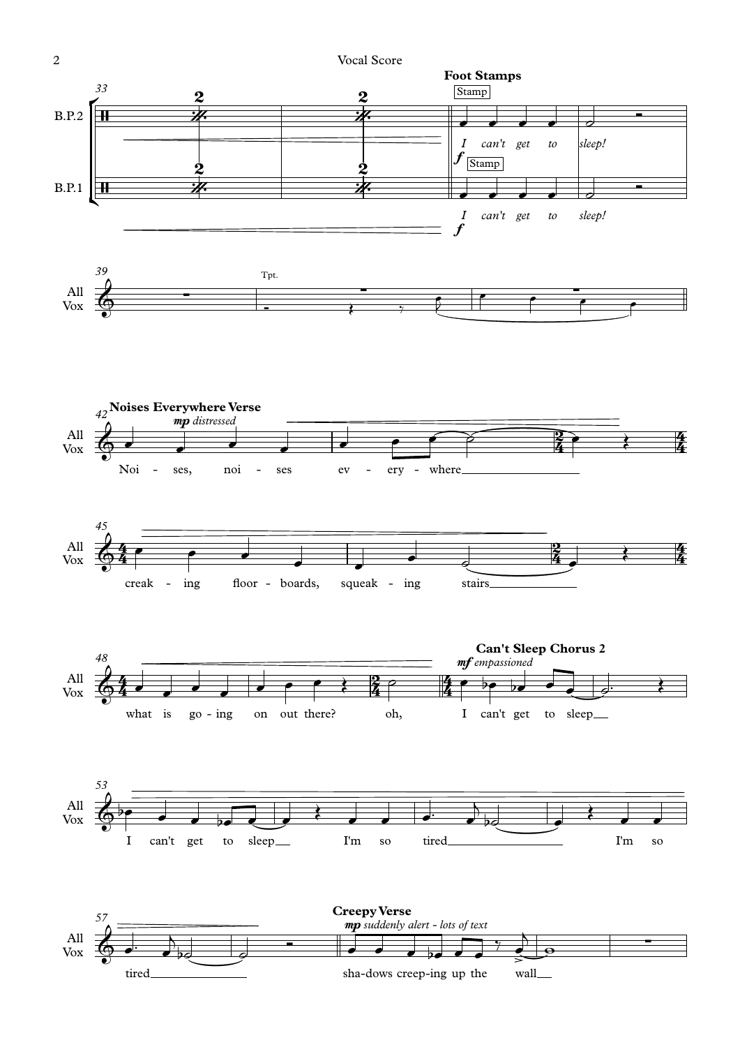Vocal Score

**Foot Stamps**

B.P.2 — Stamp — *f* — *I can't get to sleep!*

B.P.1 — Stamp — *f* — *I can't get to sleep!*

All Vox — Tpt.

**Noises Everywhere Verse**

*mp distressed*

Noi - ses, noi - ses ev - ery - where

creak - ing floor - boards, squeak - ing stairs

what is go - ing on out there? oh,

**Can't Sleep Chorus 2**

*mf empassioned*

I can't get to sleep

I can't get to sleep I'm so tired I'm so

tired

**Creepy Verse**

*mp suddenly alert - lots of text*

sha-dows creep-ing up the wall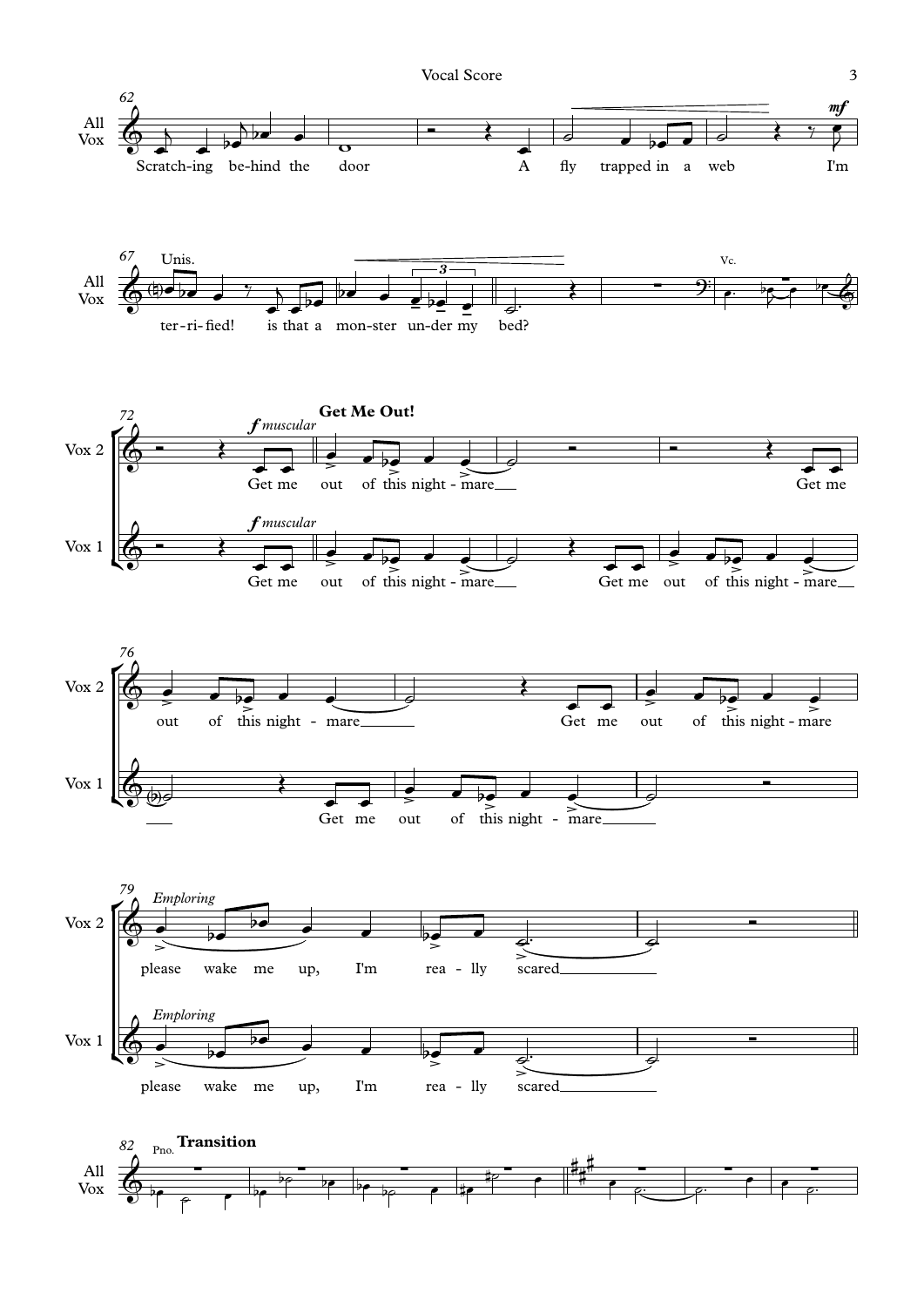**Get Me Out!**

*f muscular*

*Emploring*

**Transition**

Scratch-ing be-hind the door A fly trapped in a web I'm ter-ri-fied! is that a mon-ster un-der my bed?

Get me out of this night - mare Get me out of this night - mare Get me out of this night - mare Get me out of this night - mare

please wake me up, I'm rea - lly scared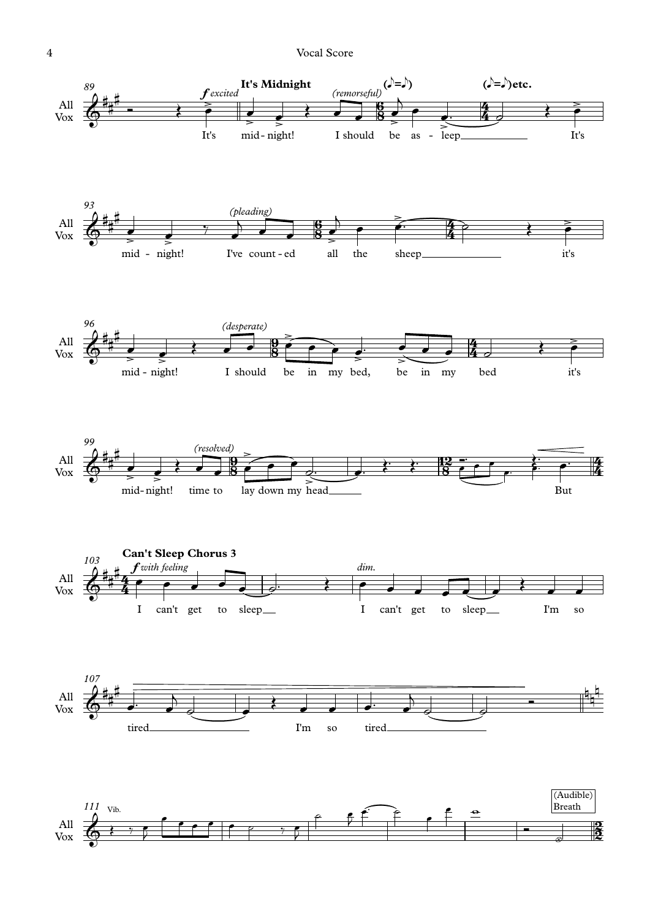## It's Midnight

*f excited* It's mid-night! *(remorseful)* I should be as-leep It's mid-night! *(pleading)* I've count-ed all the sheep it's mid-night! *(desperate)* I should be in my bed, be in my bed it's mid-night! *(resolved)* time to lay down my head But

## Can't Sleep Chorus 3

*f with feeling* I can't get to sleep *dim.* I can't get to sleep I'm so tired I'm so tired

Vib.

(Audible) Breath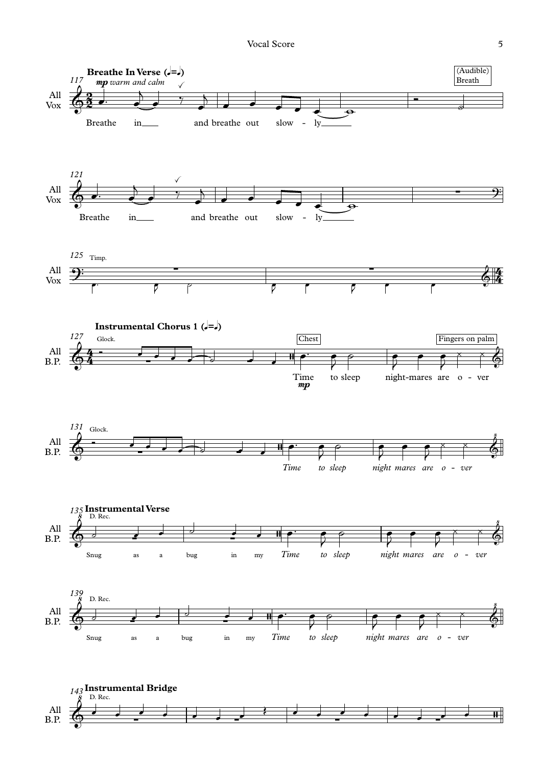**Breathe In Verse** (♩=♩)

117 *mp warm and calm*

All Vox

Breathe in___ and breathe out slow - ly______

(Audible) Breath

121

Breathe in___ and breathe out slow - ly______

125 Timp.

**Instrumental Chorus 1** (♩=♩)

127 Glock.

All B.P.

Chest

Time to sleep night-mares are o - ver

*mp*

Fingers on palm

131 Glock.

*Time to sleep night mares are o - ver*

135 **Instrumental Verse**

D. Rec.

Snug as a bug in my *Time to sleep night mares are o - ver*

139 D. Rec.

Snug as a bug in my *Time to sleep night mares are o - ver*

143 **Instrumental Bridge**

D. Rec.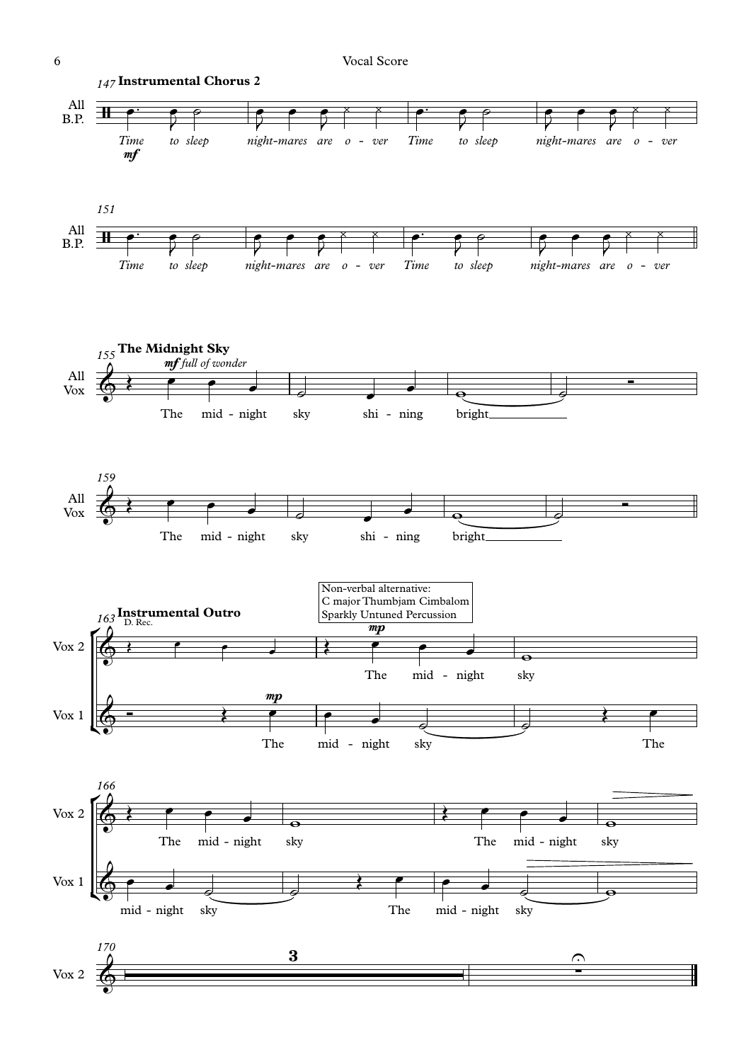## 147 Instrumental Chorus 2

All B.P.

*mf*

*Time to sleep night-mares are o - ver Time to sleep night-mares are o - ver*

151

All B.P.

*Time to sleep night-mares are o - ver Time to sleep night-mares are o - ver*

## 155 The Midnight Sky

All Vox

***mf** full of wonder*

The mid - night sky shi - ning bright

159

All Vox

The mid - night sky shi - ning bright

## 163 Instrumental Outro

D. Rec.

Non-verbal alternative:
C major Thumbjam Cimbalom
Sparkly Untuned Percussion

Vox 2

*mp*

The mid - night sky

Vox 1

*mp*

The mid - night sky The

166

Vox 2

The mid - night sky The mid - night sky

Vox 1

mid - night sky The mid - night sky

170

Vox 2

3